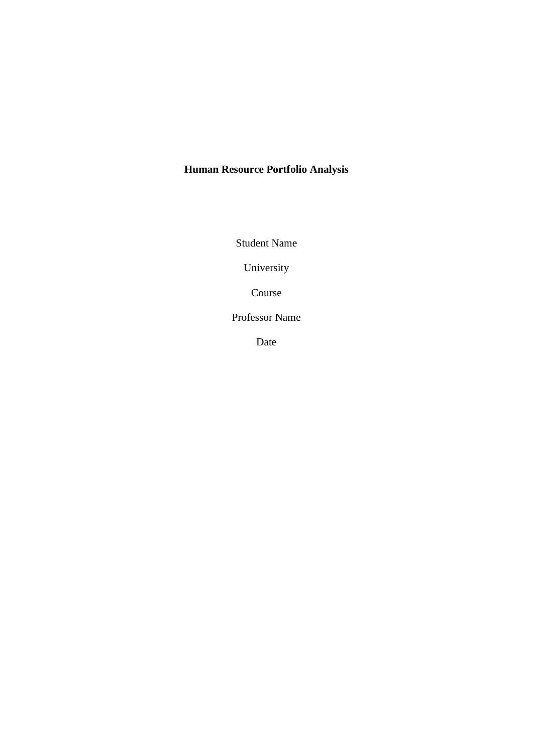# Human Resource Portfolio Analysis

Student Name

University

Course

Professor Name

Date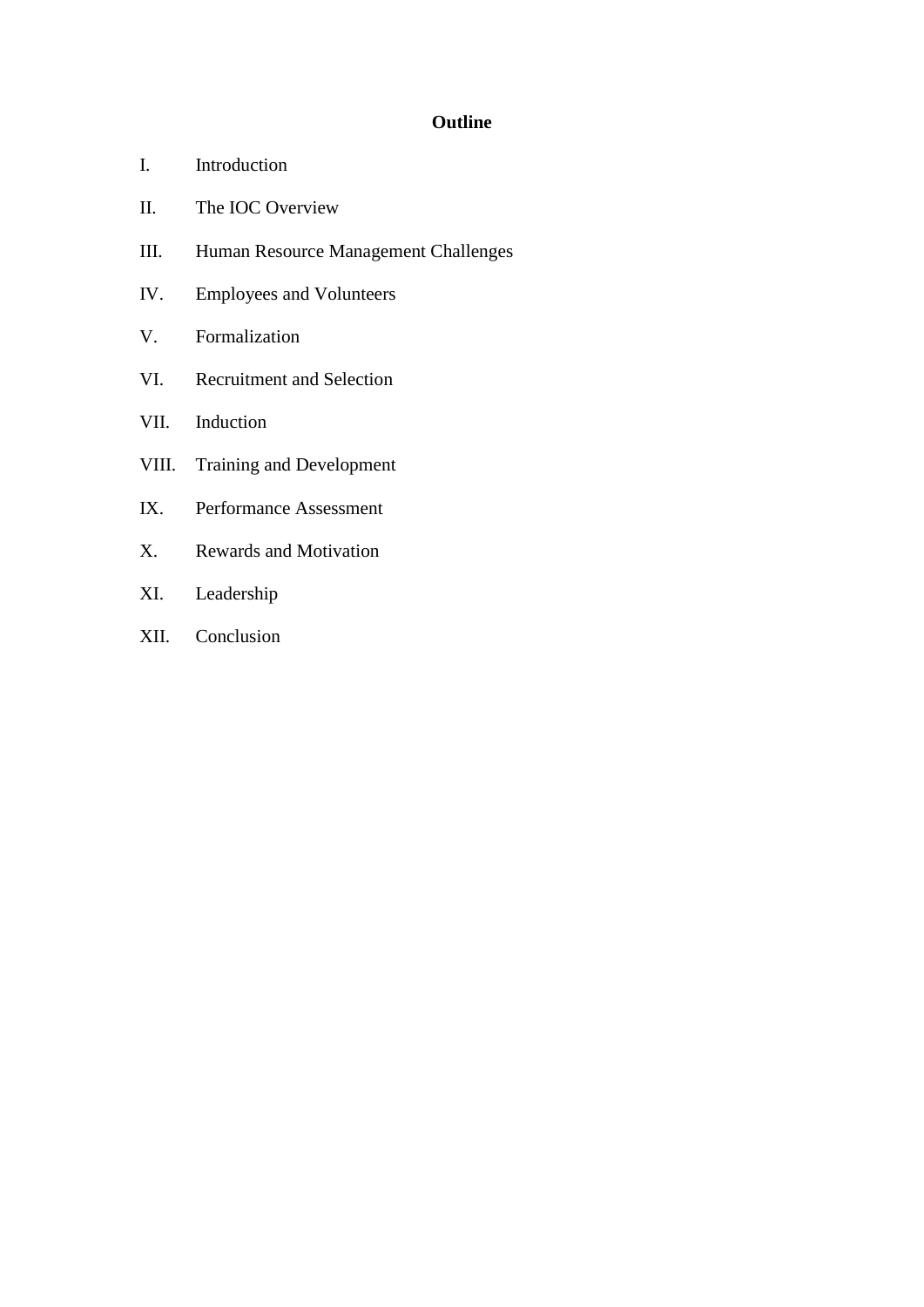# Outline

I. Introduction

II. The IOC Overview

III. Human Resource Management Challenges

IV. Employees and Volunteers

V. Formalization

VI. Recruitment and Selection

VII. Induction

VIII. Training and Development

IX. Performance Assessment

X. Rewards and Motivation

XI. Leadership

XII. Conclusion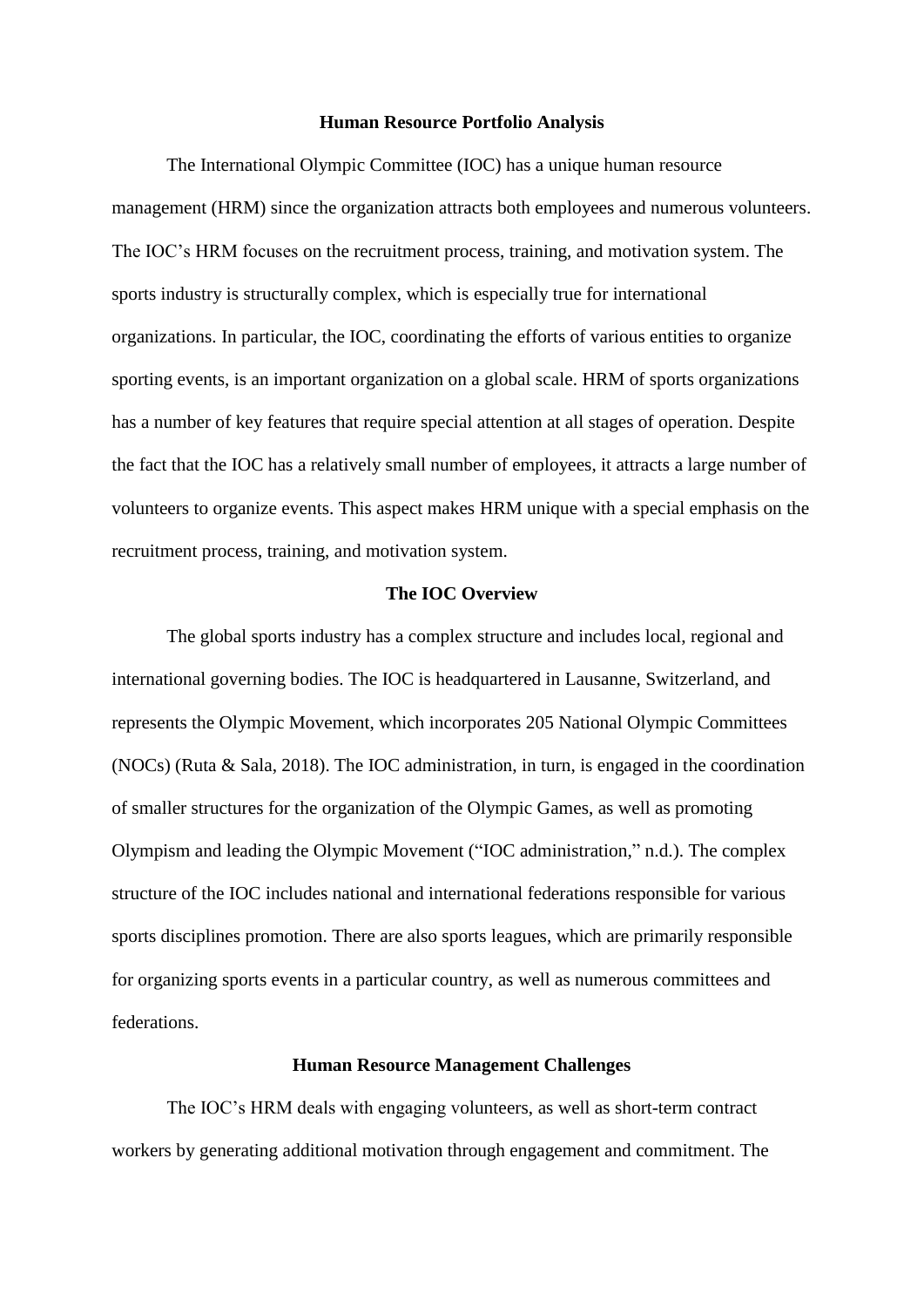## Human Resource Portfolio Analysis

The International Olympic Committee (IOC) has a unique human resource management (HRM) since the organization attracts both employees and numerous volunteers. The IOC's HRM focuses on the recruitment process, training, and motivation system. The sports industry is structurally complex, which is especially true for international organizations. In particular, the IOC, coordinating the efforts of various entities to organize sporting events, is an important organization on a global scale. HRM of sports organizations has a number of key features that require special attention at all stages of operation. Despite the fact that the IOC has a relatively small number of employees, it attracts a large number of volunteers to organize events. This aspect makes HRM unique with a special emphasis on the recruitment process, training, and motivation system.

## The IOC Overview

The global sports industry has a complex structure and includes local, regional and international governing bodies. The IOC is headquartered in Lausanne, Switzerland, and represents the Olympic Movement, which incorporates 205 National Olympic Committees (NOCs) (Ruta & Sala, 2018). The IOC administration, in turn, is engaged in the coordination of smaller structures for the organization of the Olympic Games, as well as promoting Olympism and leading the Olympic Movement ("IOC administration," n.d.). The complex structure of the IOC includes national and international federations responsible for various sports disciplines promotion. There are also sports leagues, which are primarily responsible for organizing sports events in a particular country, as well as numerous committees and federations.

## Human Resource Management Challenges

The IOC's HRM deals with engaging volunteers, as well as short-term contract workers by generating additional motivation through engagement and commitment. The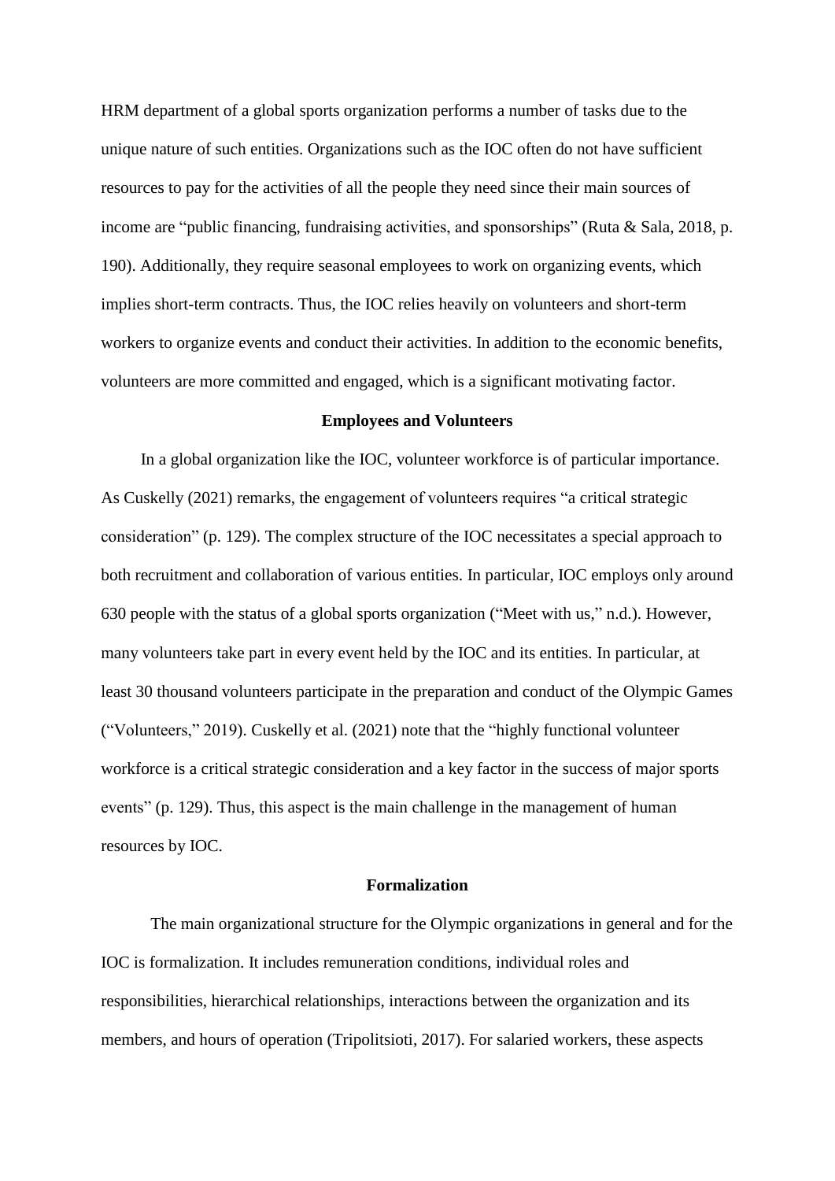HRM department of a global sports organization performs a number of tasks due to the unique nature of such entities. Organizations such as the IOC often do not have sufficient resources to pay for the activities of all the people they need since their main sources of income are "public financing, fundraising activities, and sponsorships" (Ruta & Sala, 2018, p. 190). Additionally, they require seasonal employees to work on organizing events, which implies short-term contracts. Thus, the IOC relies heavily on volunteers and short-term workers to organize events and conduct their activities. In addition to the economic benefits, volunteers are more committed and engaged, which is a significant motivating factor.

## Employees and Volunteers

In a global organization like the IOC, volunteer workforce is of particular importance. As Cuskelly (2021) remarks, the engagement of volunteers requires "a critical strategic consideration" (p. 129). The complex structure of the IOC necessitates a special approach to both recruitment and collaboration of various entities. In particular, IOC employs only around 630 people with the status of a global sports organization ("Meet with us," n.d.). However, many volunteers take part in every event held by the IOC and its entities. In particular, at least 30 thousand volunteers participate in the preparation and conduct of the Olympic Games ("Volunteers," 2019). Cuskelly et al. (2021) note that the "highly functional volunteer workforce is a critical strategic consideration and a key factor in the success of major sports events" (p. 129). Thus, this aspect is the main challenge in the management of human resources by IOC.

## Formalization

The main organizational structure for the Olympic organizations in general and for the IOC is formalization. It includes remuneration conditions, individual roles and responsibilities, hierarchical relationships, interactions between the organization and its members, and hours of operation (Tripolitsioti, 2017). For salaried workers, these aspects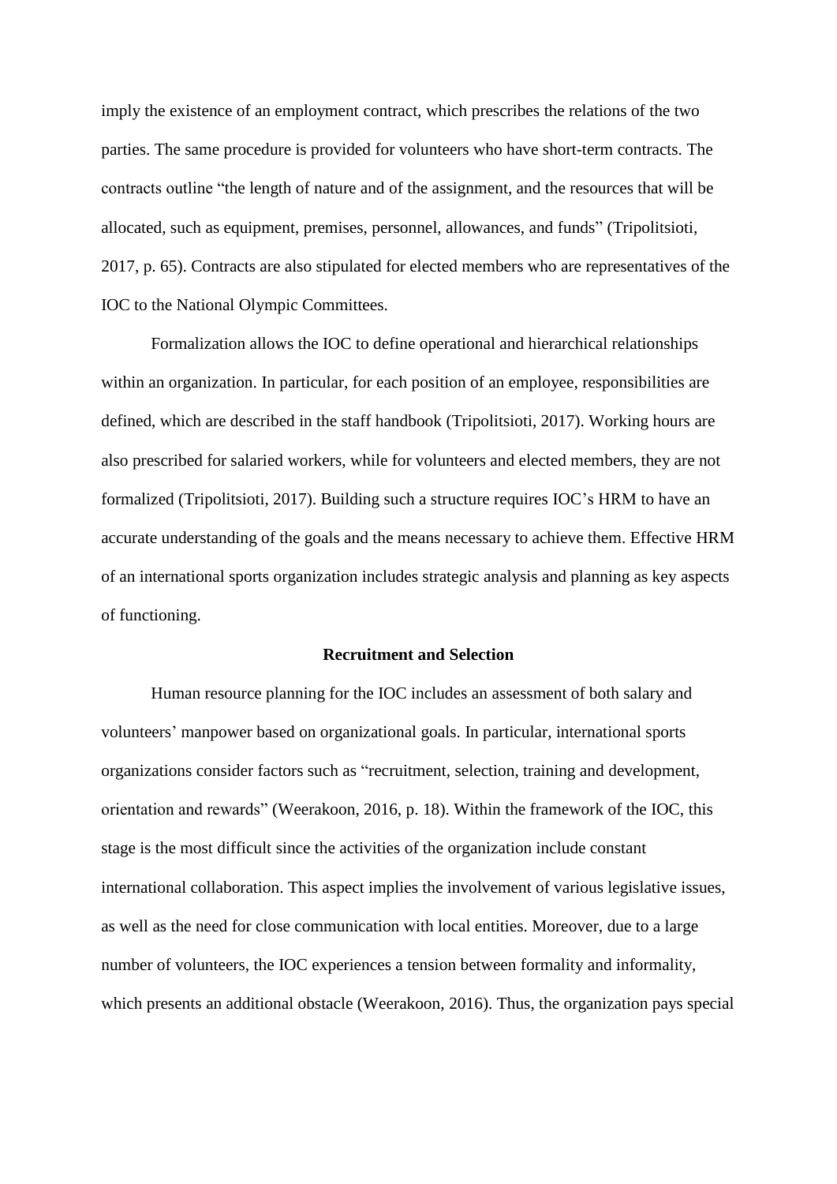imply the existence of an employment contract, which prescribes the relations of the two parties. The same procedure is provided for volunteers who have short-term contracts. The contracts outline "the length of nature and of the assignment, and the resources that will be allocated, such as equipment, premises, personnel, allowances, and funds" (Tripolitsioti, 2017, p. 65). Contracts are also stipulated for elected members who are representatives of the IOC to the National Olympic Committees.

Formalization allows the IOC to define operational and hierarchical relationships within an organization. In particular, for each position of an employee, responsibilities are defined, which are described in the staff handbook (Tripolitsioti, 2017). Working hours are also prescribed for salaried workers, while for volunteers and elected members, they are not formalized (Tripolitsioti, 2017). Building such a structure requires IOC's HRM to have an accurate understanding of the goals and the means necessary to achieve them. Effective HRM of an international sports organization includes strategic analysis and planning as key aspects of functioning.

## Recruitment and Selection

Human resource planning for the IOC includes an assessment of both salary and volunteers' manpower based on organizational goals. In particular, international sports organizations consider factors such as "recruitment, selection, training and development, orientation and rewards" (Weerakoon, 2016, p. 18). Within the framework of the IOC, this stage is the most difficult since the activities of the organization include constant international collaboration. This aspect implies the involvement of various legislative issues, as well as the need for close communication with local entities. Moreover, due to a large number of volunteers, the IOC experiences a tension between formality and informality, which presents an additional obstacle (Weerakoon, 2016). Thus, the organization pays special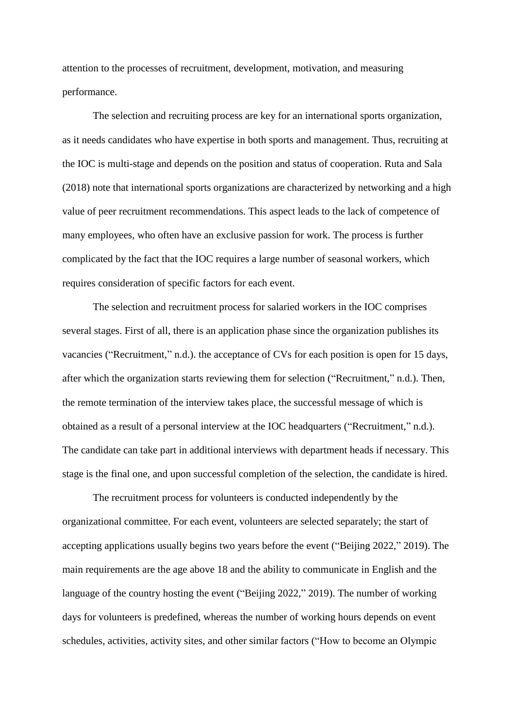attention to the processes of recruitment, development, motivation, and measuring performance.

The selection and recruiting process are key for an international sports organization, as it needs candidates who have expertise in both sports and management. Thus, recruiting at the IOC is multi-stage and depends on the position and status of cooperation. Ruta and Sala (2018) note that international sports organizations are characterized by networking and a high value of peer recruitment recommendations. This aspect leads to the lack of competence of many employees, who often have an exclusive passion for work. The process is further complicated by the fact that the IOC requires a large number of seasonal workers, which requires consideration of specific factors for each event.

The selection and recruitment process for salaried workers in the IOC comprises several stages. First of all, there is an application phase since the organization publishes its vacancies (“Recruitment,” n.d.). the acceptance of CVs for each position is open for 15 days, after which the organization starts reviewing them for selection (“Recruitment,” n.d.). Then, the remote termination of the interview takes place, the successful message of which is obtained as a result of a personal interview at the IOC headquarters (“Recruitment,” n.d.). The candidate can take part in additional interviews with department heads if necessary. This stage is the final one, and upon successful completion of the selection, the candidate is hired.

The recruitment process for volunteers is conducted independently by the organizational committee. For each event, volunteers are selected separately; the start of accepting applications usually begins two years before the event (“Beijing 2022,” 2019). The main requirements are the age above 18 and the ability to communicate in English and the language of the country hosting the event (“Beijing 2022,” 2019). The number of working days for volunteers is predefined, whereas the number of working hours depends on event schedules, activities, activity sites, and other similar factors (“How to become an Olympic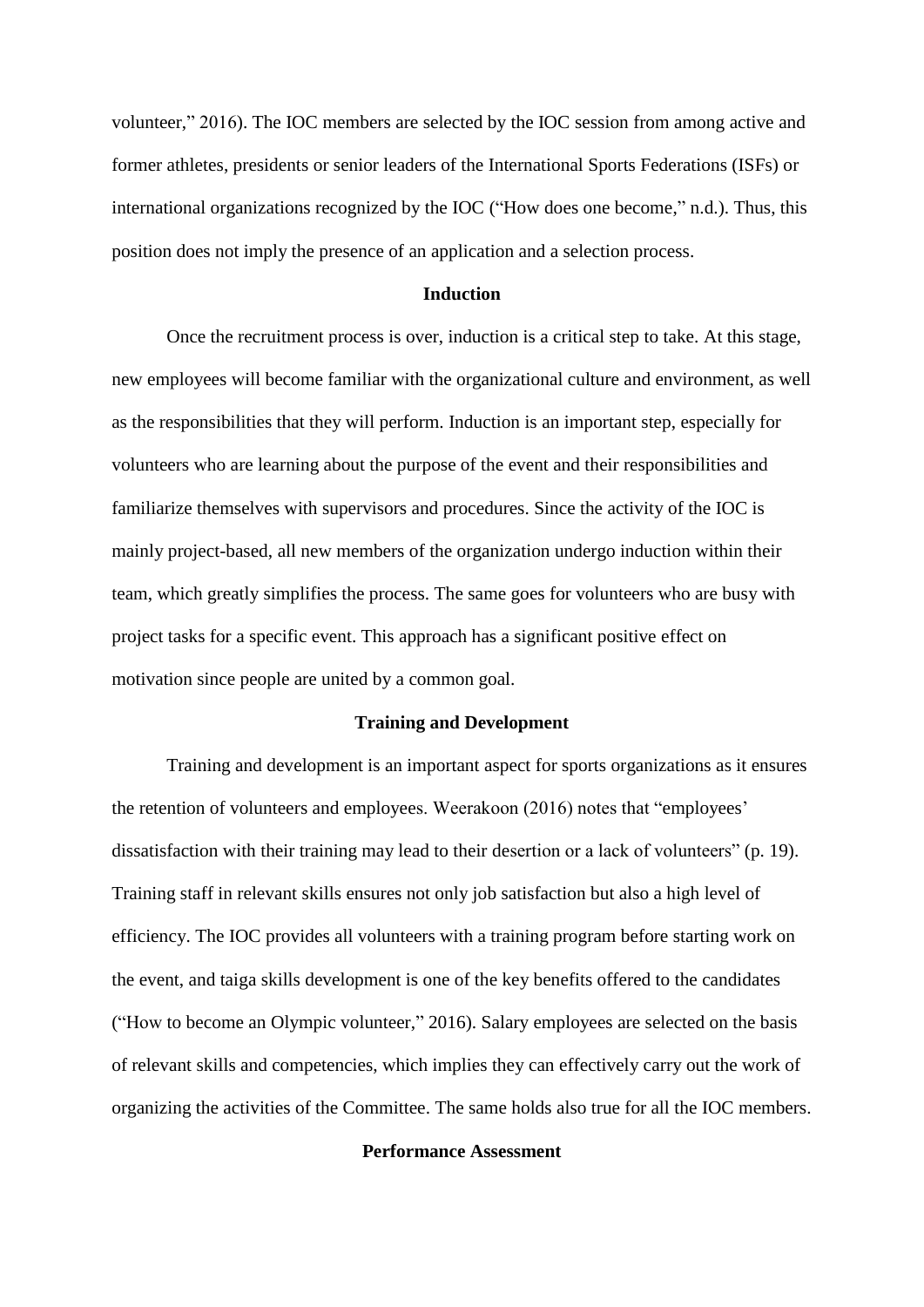volunteer," 2016). The IOC members are selected by the IOC session from among active and former athletes, presidents or senior leaders of the International Sports Federations (ISFs) or international organizations recognized by the IOC ("How does one become," n.d.). Thus, this position does not imply the presence of an application and a selection process.

## Induction

Once the recruitment process is over, induction is a critical step to take. At this stage, new employees will become familiar with the organizational culture and environment, as well as the responsibilities that they will perform. Induction is an important step, especially for volunteers who are learning about the purpose of the event and their responsibilities and familiarize themselves with supervisors and procedures. Since the activity of the IOC is mainly project-based, all new members of the organization undergo induction within their team, which greatly simplifies the process. The same goes for volunteers who are busy with project tasks for a specific event. This approach has a significant positive effect on motivation since people are united by a common goal.

## Training and Development

Training and development is an important aspect for sports organizations as it ensures the retention of volunteers and employees. Weerakoon (2016) notes that "employees' dissatisfaction with their training may lead to their desertion or a lack of volunteers" (p. 19). Training staff in relevant skills ensures not only job satisfaction but also a high level of efficiency. The IOC provides all volunteers with a training program before starting work on the event, and taiga skills development is one of the key benefits offered to the candidates ("How to become an Olympic volunteer," 2016). Salary employees are selected on the basis of relevant skills and competencies, which implies they can effectively carry out the work of organizing the activities of the Committee. The same holds also true for all the IOC members.

## Performance Assessment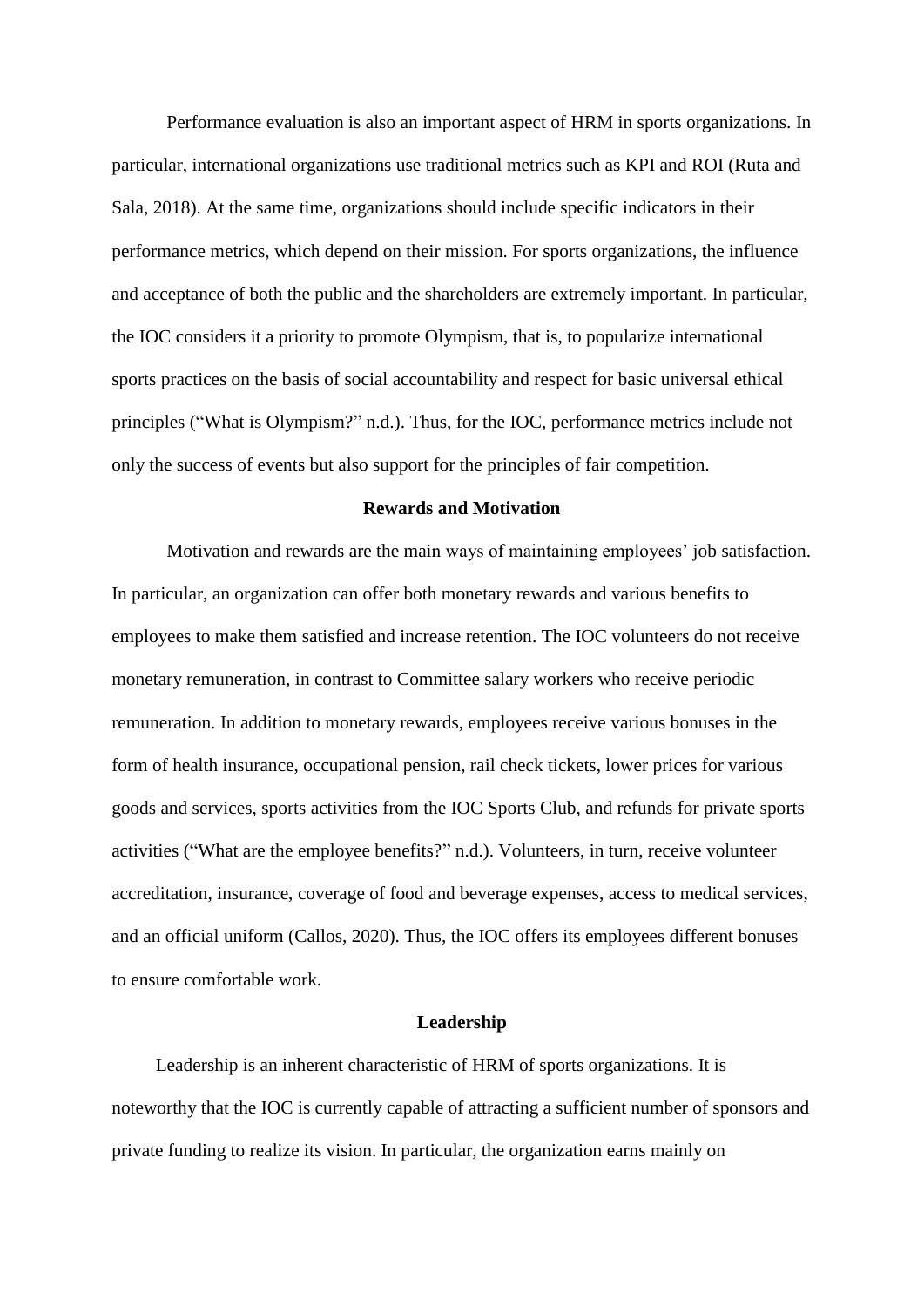Performance evaluation is also an important aspect of HRM in sports organizations. In particular, international organizations use traditional metrics such as KPI and ROI (Ruta and Sala, 2018). At the same time, organizations should include specific indicators in their performance metrics, which depend on their mission. For sports organizations, the influence and acceptance of both the public and the shareholders are extremely important. In particular, the IOC considers it a priority to promote Olympism, that is, to popularize international sports practices on the basis of social accountability and respect for basic universal ethical principles ("What is Olympism?" n.d.). Thus, for the IOC, performance metrics include not only the success of events but also support for the principles of fair competition.

## Rewards and Motivation

Motivation and rewards are the main ways of maintaining employees' job satisfaction. In particular, an organization can offer both monetary rewards and various benefits to employees to make them satisfied and increase retention. The IOC volunteers do not receive monetary remuneration, in contrast to Committee salary workers who receive periodic remuneration. In addition to monetary rewards, employees receive various bonuses in the form of health insurance, occupational pension, rail check tickets, lower prices for various goods and services, sports activities from the IOC Sports Club, and refunds for private sports activities ("What are the employee benefits?" n.d.). Volunteers, in turn, receive volunteer accreditation, insurance, coverage of food and beverage expenses, access to medical services, and an official uniform (Callos, 2020). Thus, the IOC offers its employees different bonuses to ensure comfortable work.

## Leadership

Leadership is an inherent characteristic of HRM of sports organizations. It is noteworthy that the IOC is currently capable of attracting a sufficient number of sponsors and private funding to realize its vision. In particular, the organization earns mainly on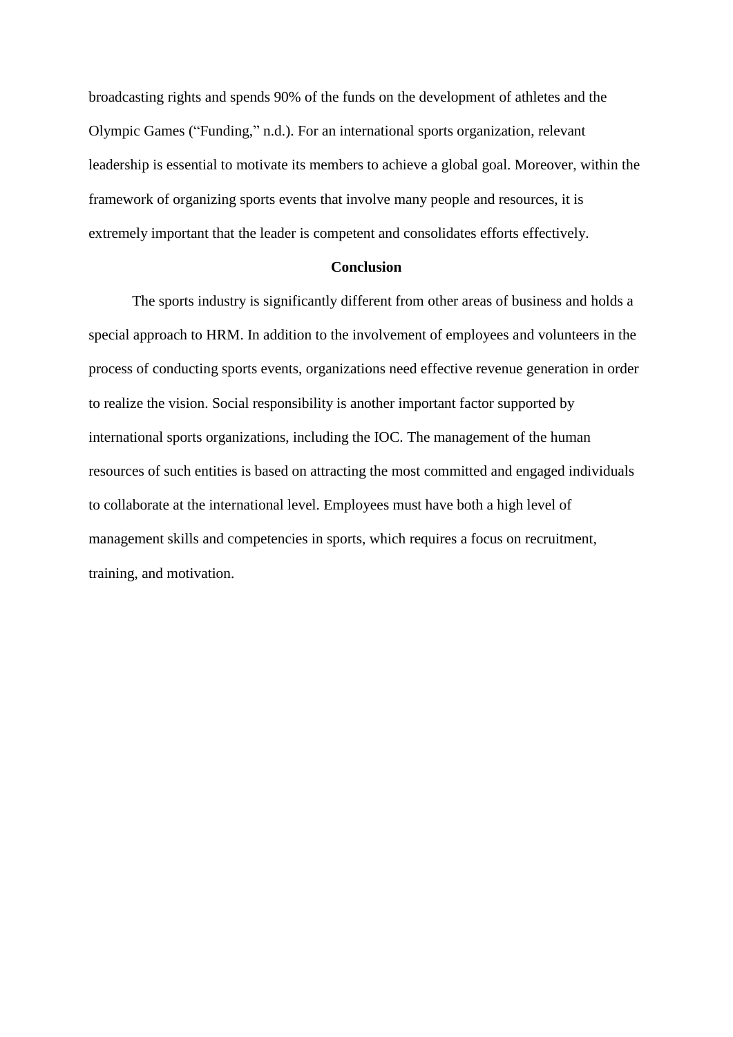broadcasting rights and spends 90% of the funds on the development of athletes and the Olympic Games ("Funding," n.d.). For an international sports organization, relevant leadership is essential to motivate its members to achieve a global goal. Moreover, within the framework of organizing sports events that involve many people and resources, it is extremely important that the leader is competent and consolidates efforts effectively.

## Conclusion

The sports industry is significantly different from other areas of business and holds a special approach to HRM. In addition to the involvement of employees and volunteers in the process of conducting sports events, organizations need effective revenue generation in order to realize the vision. Social responsibility is another important factor supported by international sports organizations, including the IOC. The management of the human resources of such entities is based on attracting the most committed and engaged individuals to collaborate at the international level. Employees must have both a high level of management skills and competencies in sports, which requires a focus on recruitment, training, and motivation.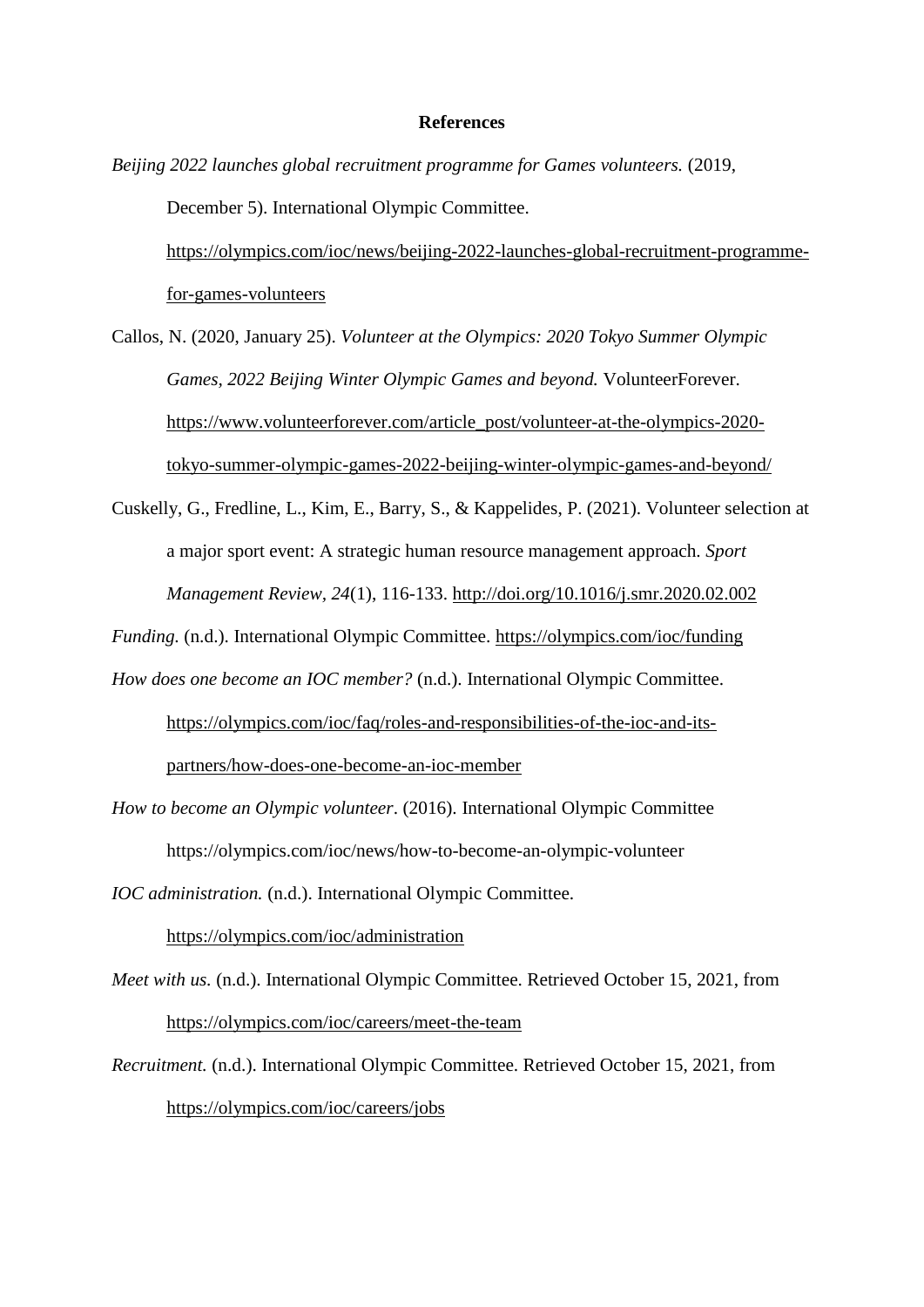**References**

*Beijing 2022 launches global recruitment programme for Games volunteers.* (2019, December 5). International Olympic Committee. https://olympics.com/ioc/news/beijing-2022-launches-global-recruitment-programme-for-games-volunteers

Callos, N. (2020, January 25). *Volunteer at the Olympics: 2020 Tokyo Summer Olympic Games, 2022 Beijing Winter Olympic Games and beyond.* VolunteerForever. https://www.volunteerforever.com/article_post/volunteer-at-the-olympics-2020-tokyo-summer-olympic-games-2022-beijing-winter-olympic-games-and-beyond/

Cuskelly, G., Fredline, L., Kim, E., Barry, S., & Kappelides, P. (2021). Volunteer selection at a major sport event: A strategic human resource management approach. *Sport Management Review*, *24*(1), 116-133. http://doi.org/10.1016/j.smr.2020.02.002

*Funding.* (n.d.). International Olympic Committee. https://olympics.com/ioc/funding

*How does one become an IOC member?* (n.d.). International Olympic Committee. https://olympics.com/ioc/faq/roles-and-responsibilities-of-the-ioc-and-its-partners/how-does-one-become-an-ioc-member

*How to become an Olympic volunteer*. (2016). International Olympic Committee https://olympics.com/ioc/news/how-to-become-an-olympic-volunteer

*IOC administration.* (n.d.). International Olympic Committee. https://olympics.com/ioc/administration

*Meet with us.* (n.d.). International Olympic Committee. Retrieved October 15, 2021, from https://olympics.com/ioc/careers/meet-the-team

*Recruitment.* (n.d.). International Olympic Committee. Retrieved October 15, 2021, from https://olympics.com/ioc/careers/jobs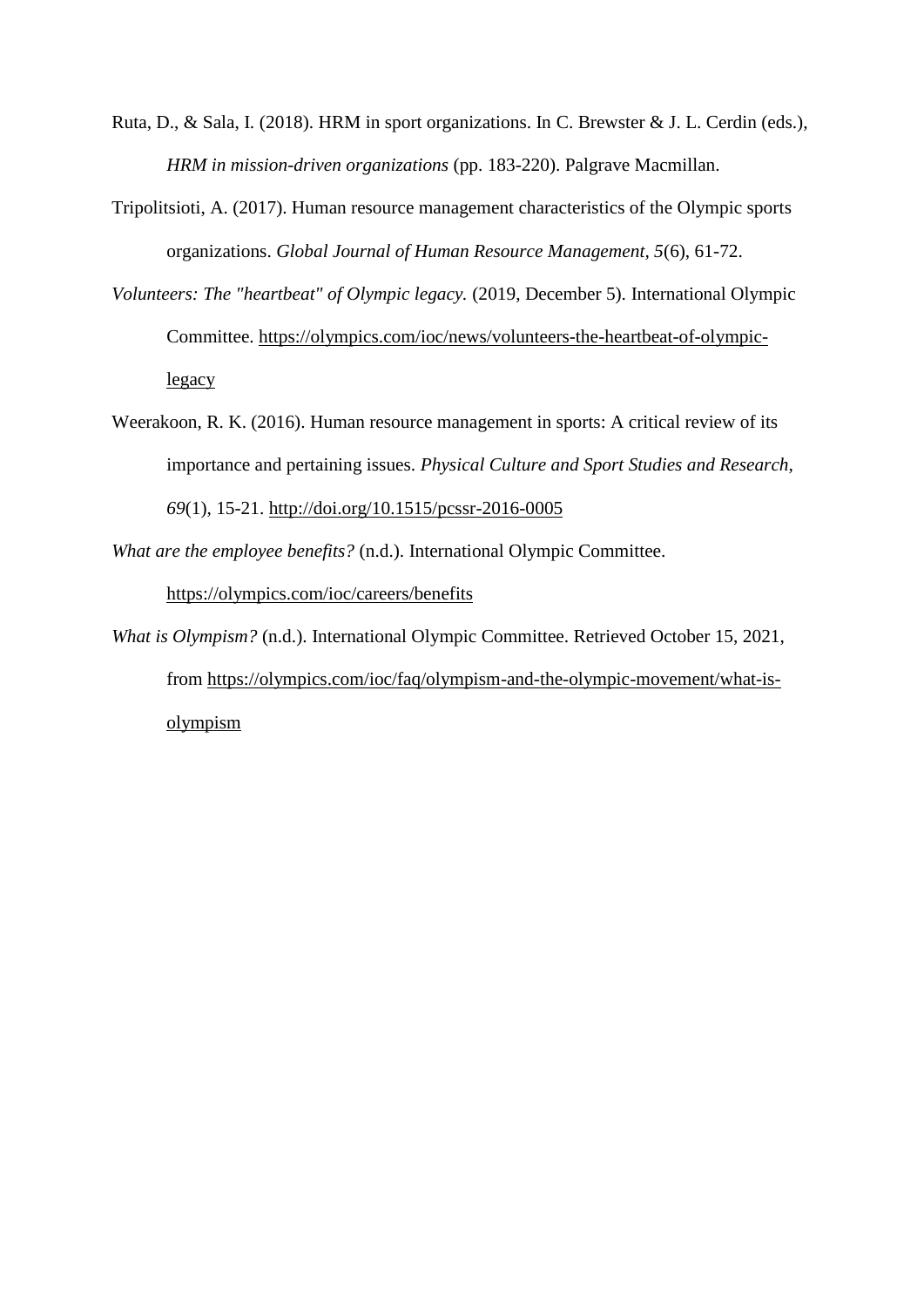Ruta, D., & Sala, I. (2018). HRM in sport organizations. In C. Brewster & J. L. Cerdin (eds.), *HRM in mission-driven organizations* (pp. 183-220). Palgrave Macmillan.

Tripolitsioti, A. (2017). Human resource management characteristics of the Olympic sports organizations. *Global Journal of Human Resource Management, 5*(6), 61-72.

*Volunteers: The "heartbeat" of Olympic legacy.* (2019, December 5). International Olympic Committee. https://olympics.com/ioc/news/volunteers-the-heartbeat-of-olympic-legacy

Weerakoon, R. K. (2016). Human resource management in sports: A critical review of its importance and pertaining issues. *Physical Culture and Sport Studies and Research, 69*(1), 15-21. http://doi.org/10.1515/pcssr-2016-0005

*What are the employee benefits?* (n.d.). International Olympic Committee. https://olympics.com/ioc/careers/benefits

*What is Olympism?* (n.d.). International Olympic Committee. Retrieved October 15, 2021, from https://olympics.com/ioc/faq/olympism-and-the-olympic-movement/what-is-olympism